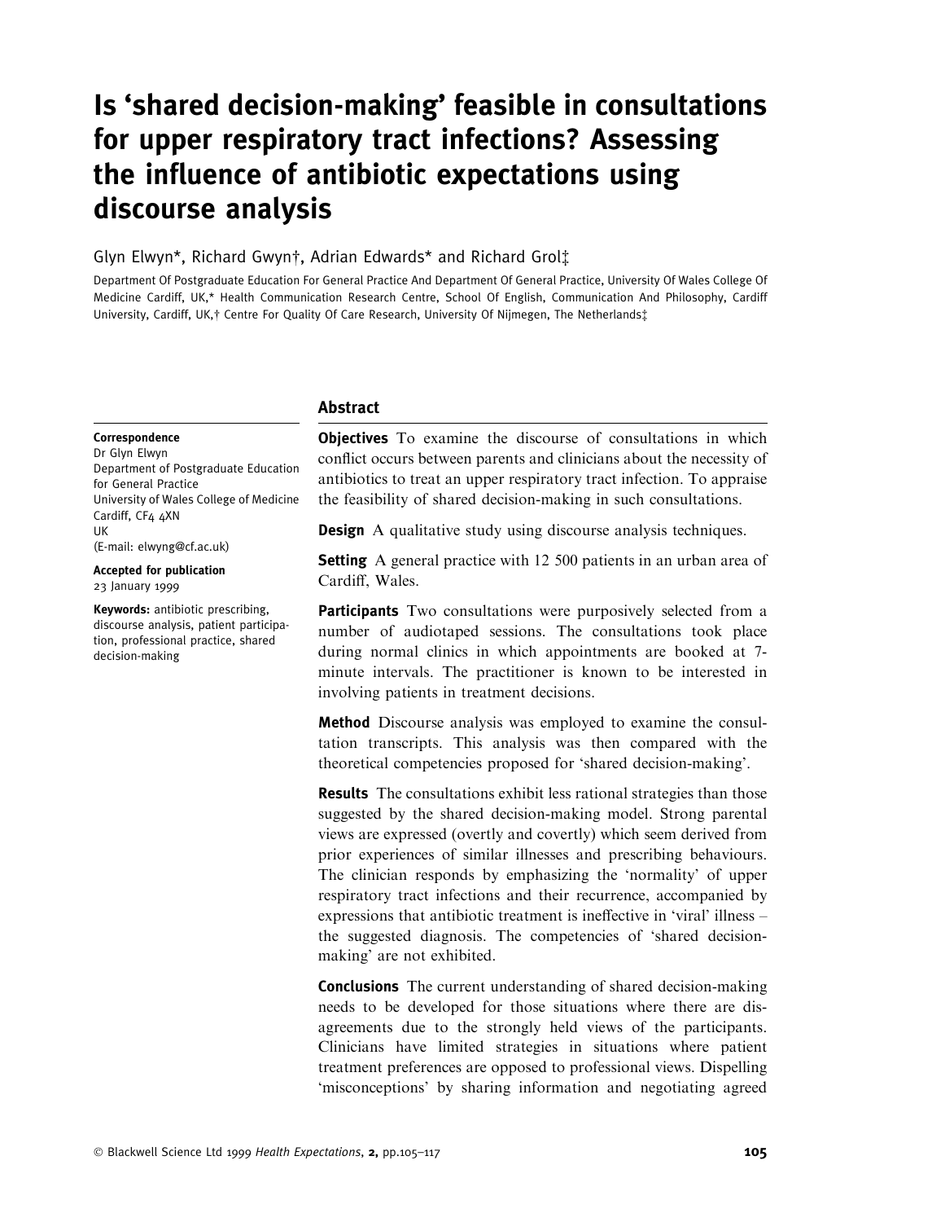# Is 'shared decision-making' feasible in consultations for upper respiratory tract infections? Assessing the influence of antibiotic expectations using discourse analysis

Glyn Elwyn*, Richard Gwyn†, Adrian Edwards* and Richard Grol‡

Department Of Postgraduate Education For General Practice And Department Of General Practice, University Of Wales College Of Medicine Cardiff, UK,* Health Communication Research Centre, School Of English, Communication And Philosophy, Cardiff University, Cardiff, UK,† Centre For Quality Of Care Research, University Of Nijmegen, The Netherlands‡

**Correspondence**
Dr Glyn Elwyn
Department of Postgraduate Education for General Practice
University of Wales College of Medicine
Cardiff, CF4 4XN
UK
(E-mail: elwyng@cf.ac.uk)

**Accepted for publication**
23 January 1999

**Keywords:** antibiotic prescribing, discourse analysis, patient participation, professional practice, shared decision-making

## Abstract

**Objectives** To examine the discourse of consultations in which conflict occurs between parents and clinicians about the necessity of antibiotics to treat an upper respiratory tract infection. To appraise the feasibility of shared decision-making in such consultations.

**Design** A qualitative study using discourse analysis techniques.

**Setting** A general practice with 12 500 patients in an urban area of Cardiff, Wales.

**Participants** Two consultations were purposively selected from a number of audiotaped sessions. The consultations took place during normal clinics in which appointments are booked at 7-minute intervals. The practitioner is known to be interested in involving patients in treatment decisions.

**Method** Discourse analysis was employed to examine the consultation transcripts. This analysis was then compared with the theoretical competencies proposed for 'shared decision-making'.

**Results** The consultations exhibit less rational strategies than those suggested by the shared decision-making model. Strong parental views are expressed (overtly and covertly) which seem derived from prior experiences of similar illnesses and prescribing behaviours. The clinician responds by emphasizing the 'normality' of upper respiratory tract infections and their recurrence, accompanied by expressions that antibiotic treatment is ineffective in 'viral' illness – the suggested diagnosis. The competencies of 'shared decision-making' are not exhibited.

**Conclusions** The current understanding of shared decision-making needs to be developed for those situations where there are disagreements due to the strongly held views of the participants. Clinicians have limited strategies in situations where patient treatment preferences are opposed to professional views. Dispelling 'misconceptions' by sharing information and negotiating agreed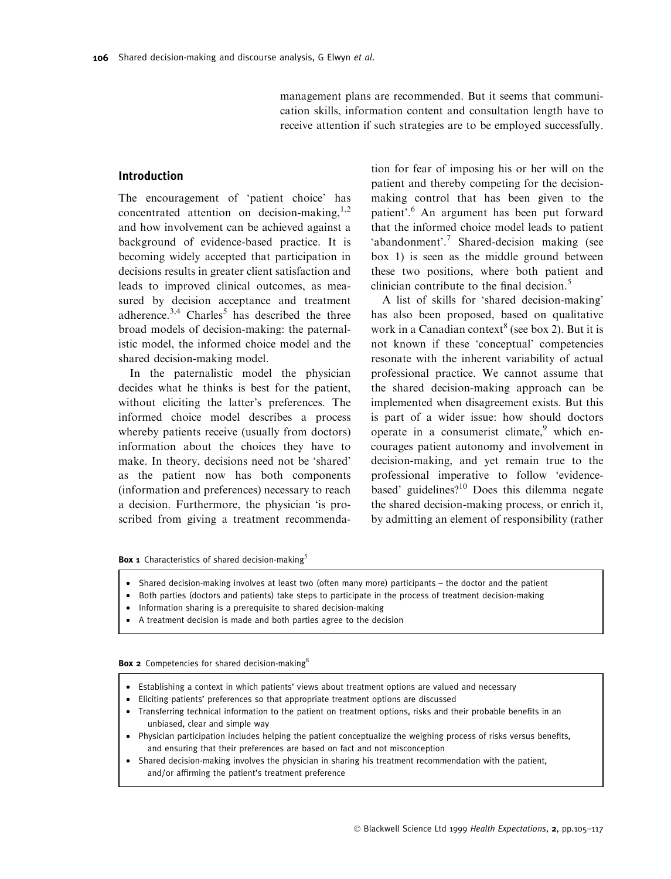management plans are recommended. But it seems that communication skills, information content and consultation length have to receive attention if such strategies are to be employed successfully.

## Introduction

The encouragement of 'patient choice' has concentrated attention on decision-making,[1,2] and how involvement can be achieved against a background of evidence-based practice. It is becoming widely accepted that participation in decisions results in greater client satisfaction and leads to improved clinical outcomes, as measured by decision acceptance and treatment adherence.[3,4] Charles[5] has described the three broad models of decision-making: the paternalistic model, the informed choice model and the shared decision-making model.

In the paternalistic model the physician decides what he thinks is best for the patient, without eliciting the latter's preferences. The informed choice model describes a process whereby patients receive (usually from doctors) information about the choices they have to make. In theory, decisions need not be 'shared' as the patient now has both components (information and preferences) necessary to reach a decision. Furthermore, the physician 'is proscribed from giving a treatment recommendation for fear of imposing his or her will on the patient and thereby competing for the decision-making control that has been given to the patient'.[6] An argument has been put forward that the informed choice model leads to patient 'abandonment'.[7] Shared-decision making (see box 1) is seen as the middle ground between these two positions, where both patient and clinician contribute to the final decision.[5]

A list of skills for 'shared decision-making' has also been proposed, based on qualitative work in a Canadian context[8] (see box 2). But it is not known if these 'conceptual' competencies resonate with the inherent variability of actual professional practice. We cannot assume that the shared decision-making approach can be implemented when disagreement exists. But this is part of a wider issue: how should doctors operate in a consumerist climate,[9] which encourages patient autonomy and involvement in decision-making, and yet remain true to the professional imperative to follow 'evidence-based' guidelines?[10] Does this dilemma negate the shared decision-making process, or enrich it, by admitting an element of responsibility (rather

**Box 1** Characteristics of shared decision-making[5]

- Shared decision-making involves at least two (often many more) participants – the doctor and the patient
- Both parties (doctors and patients) take steps to participate in the process of treatment decision-making
- Information sharing is a prerequisite to shared decision-making
- A treatment decision is made and both parties agree to the decision

**Box 2** Competencies for shared decision-making[8]

- Establishing a context in which patients' views about treatment options are valued and necessary
- Eliciting patients' preferences so that appropriate treatment options are discussed
- Transferring technical information to the patient on treatment options, risks and their probable benefits in an unbiased, clear and simple way
- Physician participation includes helping the patient conceptualize the weighing process of risks versus benefits, and ensuring that their preferences are based on fact and not misconception
- Shared decision-making involves the physician in sharing his treatment recommendation with the patient, and/or affirming the patient's treatment preference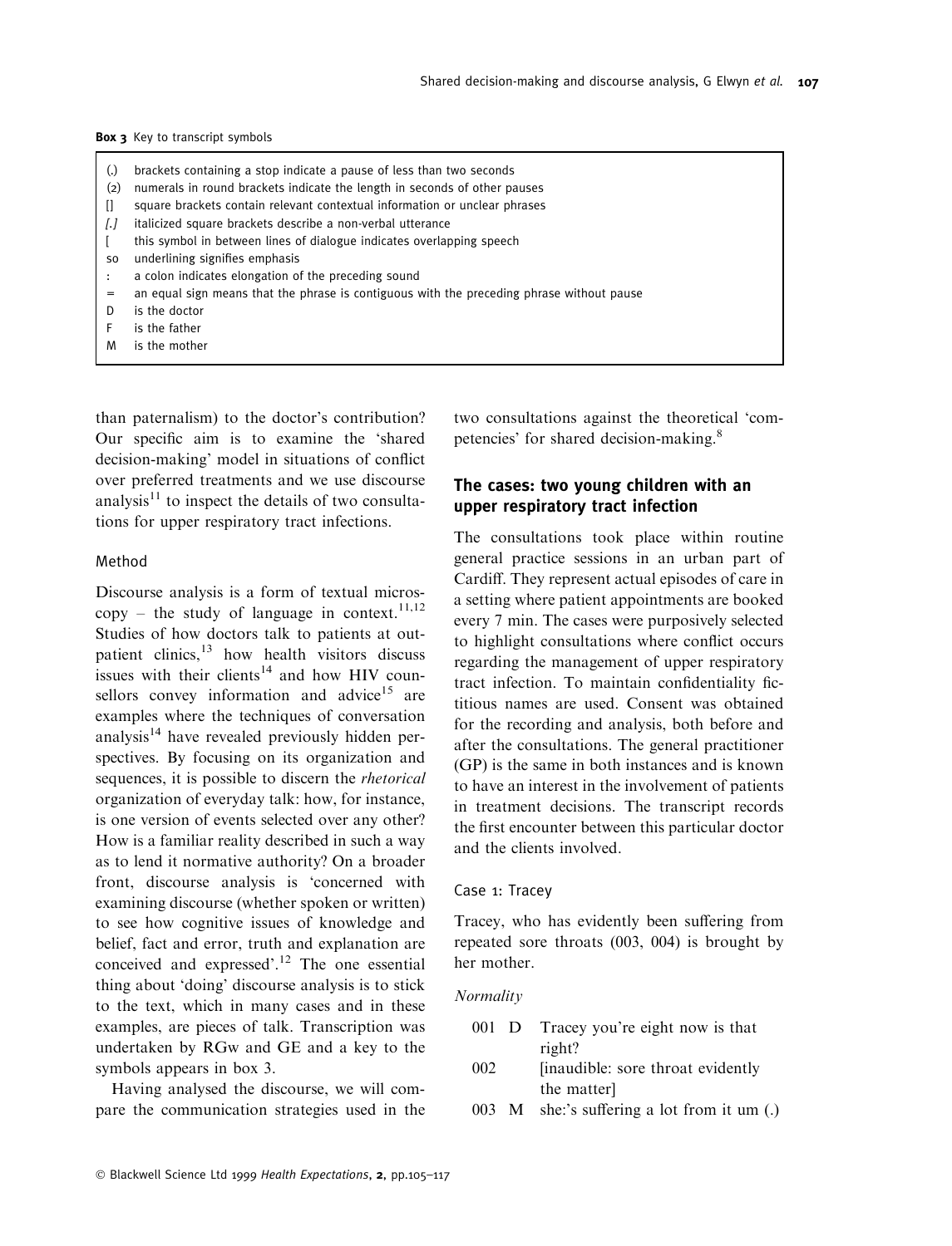**Box 3** Key to transcript symbols

| | |
|---|---|
| (.) | brackets containing a stop indicate a pause of less than two seconds |
| (2) | numerals in round brackets indicate the length in seconds of other pauses |
| [] | square brackets contain relevant contextual information or unclear phrases |
| *[.]* | italicized square brackets describe a non-verbal utterance |
| [ | this symbol in between lines of dialogue indicates overlapping speech |
| so | underlining signifies emphasis |
| : | a colon indicates elongation of the preceding sound |
| = | an equal sign means that the phrase is contiguous with the preceding phrase without pause |
| D | is the doctor |
| F | is the father |
| M | is the mother |

than paternalism) to the doctor's contribution? Our specific aim is to examine the 'shared decision-making' model in situations of conflict over preferred treatments and we use discourse analysis[11] to inspect the details of two consultations for upper respiratory tract infections.

### Method

Discourse analysis is a form of textual microscopy – the study of language in context.[11,12] Studies of how doctors talk to patients at outpatient clinics,[13] how health visitors discuss issues with their clients[14] and how HIV counsellors convey information and advice[15] are examples where the techniques of conversation analysis[14] have revealed previously hidden perspectives. By focusing on its organization and sequences, it is possible to discern the *rhetorical* organization of everyday talk: how, for instance, is one version of events selected over any other? How is a familiar reality described in such a way as to lend it normative authority? On a broader front, discourse analysis is 'concerned with examining discourse (whether spoken or written) to see how cognitive issues of knowledge and belief, fact and error, truth and explanation are conceived and expressed'.[12] The one essential thing about 'doing' discourse analysis is to stick to the text, which in many cases and in these examples, are pieces of talk. Transcription was undertaken by RGw and GE and a key to the symbols appears in box 3.

Having analysed the discourse, we will compare the communication strategies used in the two consultations against the theoretical 'competencies' for shared decision-making.[8]

## The cases: two young children with an upper respiratory tract infection

The consultations took place within routine general practice sessions in an urban part of Cardiff. They represent actual episodes of care in a setting where patient appointments are booked every 7 min. The cases were purposively selected to highlight consultations where conflict occurs regarding the management of upper respiratory tract infection. To maintain confidentiality fictitious names are used. Consent was obtained for the recording and analysis, both before and after the consultations. The general practitioner (GP) is the same in both instances and is known to have an interest in the involvement of patients in treatment decisions. The transcript records the first encounter between this particular doctor and the clients involved.

### Case 1: Tracey

Tracey, who has evidently been suffering from repeated sore throats (003, 004) is brought by her mother.

*Normality*

| | | |
|---|---|---|
| 001 | D | Tracey you're eight now is that right? |
| 002 | | [inaudible: sore throat evidently the matter] |
| 003 | M | she:'s suffering a lot from it um (.) |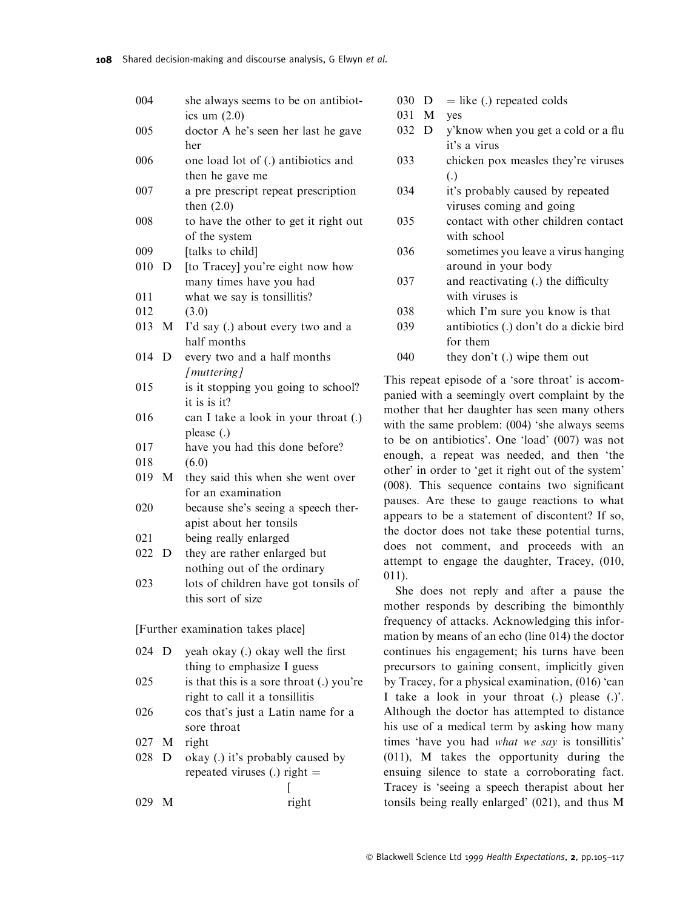| | | |
|---|---|---|
| 004 | | she always seems to be on antibiotics um (2.0) |
| 005 | | doctor A he's seen her last he gave her |
| 006 | | one load lot of (.) antibiotics and then he gave me |
| 007 | | a pre prescript repeat prescription then (2.0) |
| 008 | | to have the other to get it right out of the system |
| 009 | | [talks to child] |
| 010 | D | [to Tracey] you're eight now how many times have you had |
| 011 | | what we say is tonsillitis? |
| 012 | | (3.0) |
| 013 | M | I'd say (.) about every two and a half months |
| 014 | D | every two and a half months *[muttering]* |
| 015 | | is it stopping you going to school? it is is it? |
| 016 | | can I take a look in your throat (.) please (.) |
| 017 | | have you had this done before? |
| 018 | | (6.0) |
| 019 | M | they said this when she went over for an examination |
| 020 | | because she's seeing a speech therapist about her tonsils |
| 021 | | being really enlarged |
| 022 | D | they are rather enlarged but nothing out of the ordinary |
| 023 | | lots of children have got tonsils of this sort of size |

[Further examination takes place]

| | | |
|---|---|---|
| 024 | D | yeah okay (.) okay well the first thing to emphasize I guess |
| 025 | | is that this is a sore throat (.) you're right to call it a tonsillitis |
| 026 | | cos that's just a Latin name for a sore throat |
| 027 | M | right |
| 028 | D | okay (.) it's probably caused by repeated viruses (.) right = [ |
| 029 | M | right |
| 030 | D | = like (.) repeated colds |
| 031 | M | yes |
| 032 | D | y'know when you get a cold or a flu it's a virus |
| 033 | | chicken pox measles they're viruses (.) |
| 034 | | it's probably caused by repeated viruses coming and going |
| 035 | | contact with other children contact with school |
| 036 | | sometimes you leave a virus hanging around in your body |
| 037 | | and reactivating (.) the difficulty with viruses is |
| 038 | | which I'm sure you know is that |
| 039 | | antibiotics (.) don't do a dickie bird for them |
| 040 | | they don't (.) wipe them out |

This repeat episode of a 'sore throat' is accompanied with a seemingly overt complaint by the mother that her daughter has seen many others with the same problem: (004) 'she always seems to be on antibiotics'. One 'load' (007) was not enough, a repeat was needed, and then 'the other' in order to 'get it right out of the system' (008). This sequence contains two significant pauses. Are these to gauge reactions to what appears to be a statement of discontent? If so, the doctor does not take these potential turns, does not comment, and proceeds with an attempt to engage the daughter, Tracey, (010, 011).

She does not reply and after a pause the mother responds by describing the bimonthly frequency of attacks. Acknowledging this information by means of an echo (line 014) the doctor continues his engagement; his turns have been precursors to gaining consent, implicitly given by Tracey, for a physical examination, (016) 'can I take a look in your throat (.) please (.)'. Although the doctor has attempted to distance his use of a medical term by asking how many times 'have you had *what we say* is tonsillitis' (011), M takes the opportunity during the ensuing silence to state a corroborating fact. Tracey is 'seeing a speech therapist about her tonsils being really enlarged' (021), and thus M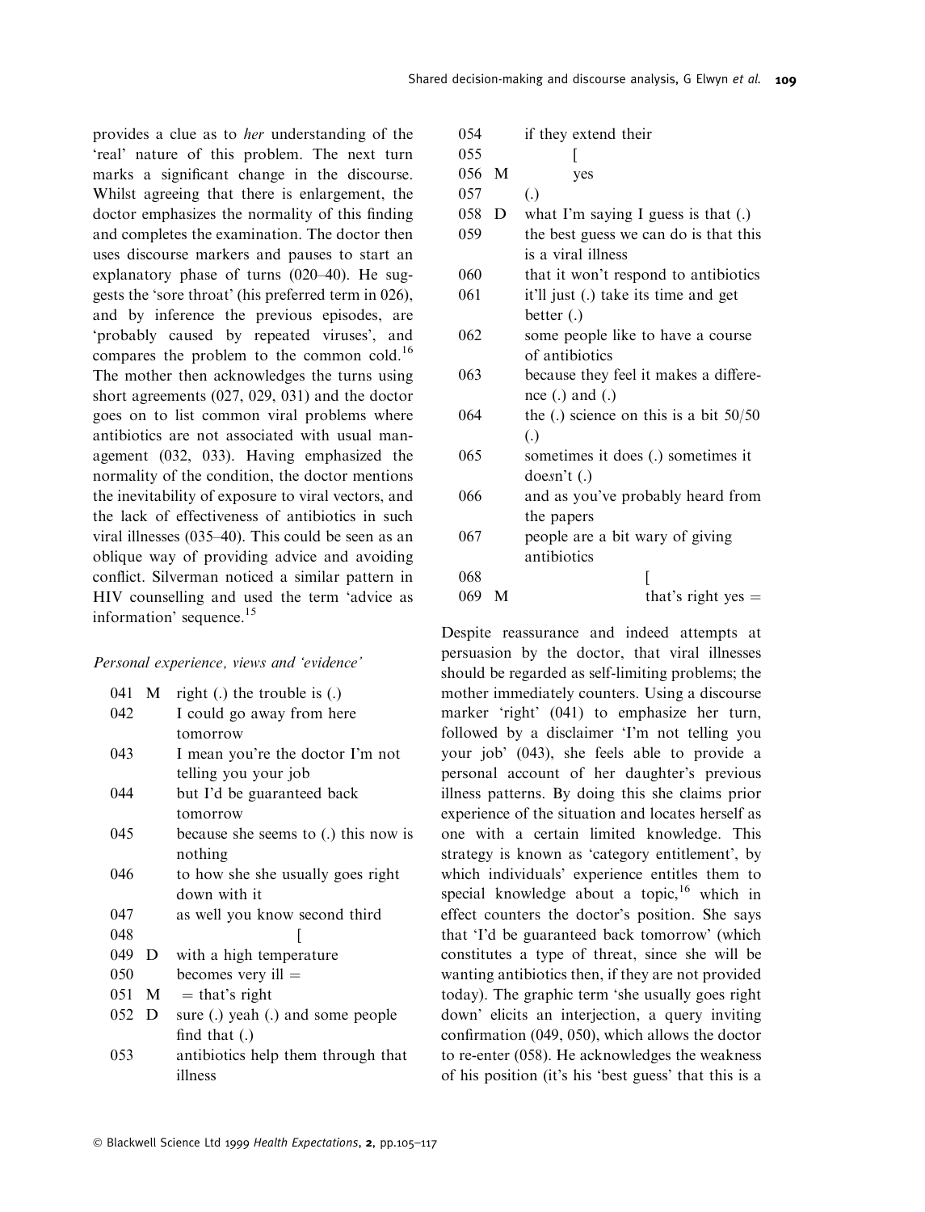provides a clue as to *her* understanding of the 'real' nature of this problem. The next turn marks a significant change in the discourse. Whilst agreeing that there is enlargement, the doctor emphasizes the normality of this finding and completes the examination. The doctor then uses discourse markers and pauses to start an explanatory phase of turns (020–40). He suggests the 'sore throat' (his preferred term in 026), and by inference the previous episodes, are 'probably caused by repeated viruses', and compares the problem to the common cold.[16] The mother then acknowledges the turns using short agreements (027, 029, 031) and the doctor goes on to list common viral problems where antibiotics are not associated with usual management (032, 033). Having emphasized the normality of the condition, the doctor mentions the inevitability of exposure to viral vectors, and the lack of effectiveness of antibiotics in such viral illnesses (035–40). This could be seen as an oblique way of providing advice and avoiding conflict. Silverman noticed a similar pattern in HIV counselling and used the term 'advice as information' sequence.[15]

*Personal experience, views and 'evidence'*

```
041 M  right (.) the trouble is (.)
042    I could go away from here tomorrow
043    I mean you're the doctor I'm not telling you your job
044    but I'd be guaranteed back tomorrow
045    because she seems to (.) this now is nothing
046    to how she she usually goes right down with it
047    as well you know second third
048                                  [
049 D  with a high temperature
050    becomes very ill =
051 M  = that's right
052 D  sure (.) yeah (.) and some people find that (.)
053    antibiotics help them through that illness
054    if they extend their
055          [
056 M        yes
057    (.)
058 D  what I'm saying I guess is that (.)
059    the best guess we can do is that this is a viral illness
060    that it won't respond to antibiotics
061    it'll just (.) take its time and get better (.)
062    some people like to have a course of antibiotics
063    because they feel it makes a difference (.) and (.)
064    the (.) science on this is a bit 50/50 (.)
065    sometimes it does (.) sometimes it doesn't (.)
066    and as you've probably heard from the papers
067    people are a bit wary of giving antibiotics
068                            [
069 M                          that's right yes =
```

Despite reassurance and indeed attempts at persuasion by the doctor, that viral illnesses should be regarded as self-limiting problems; the mother immediately counters. Using a discourse marker 'right' (041) to emphasize her turn, followed by a disclaimer 'I'm not telling you your job' (043), she feels able to provide a personal account of her daughter's previous illness patterns. By doing this she claims prior experience of the situation and locates herself as one with a certain limited knowledge. This strategy is known as 'category entitlement', by which individuals' experience entitles them to special knowledge about a topic,[16] which in effect counters the doctor's position. She says that 'I'd be guaranteed back tomorrow' (which constitutes a type of threat, since she will be wanting antibiotics then, if they are not provided today). The graphic term 'she usually goes right down' elicits an interjection, a query inviting confirmation (049, 050), which allows the doctor to re-enter (058). He acknowledges the weakness of his position (it's his 'best guess' that this is a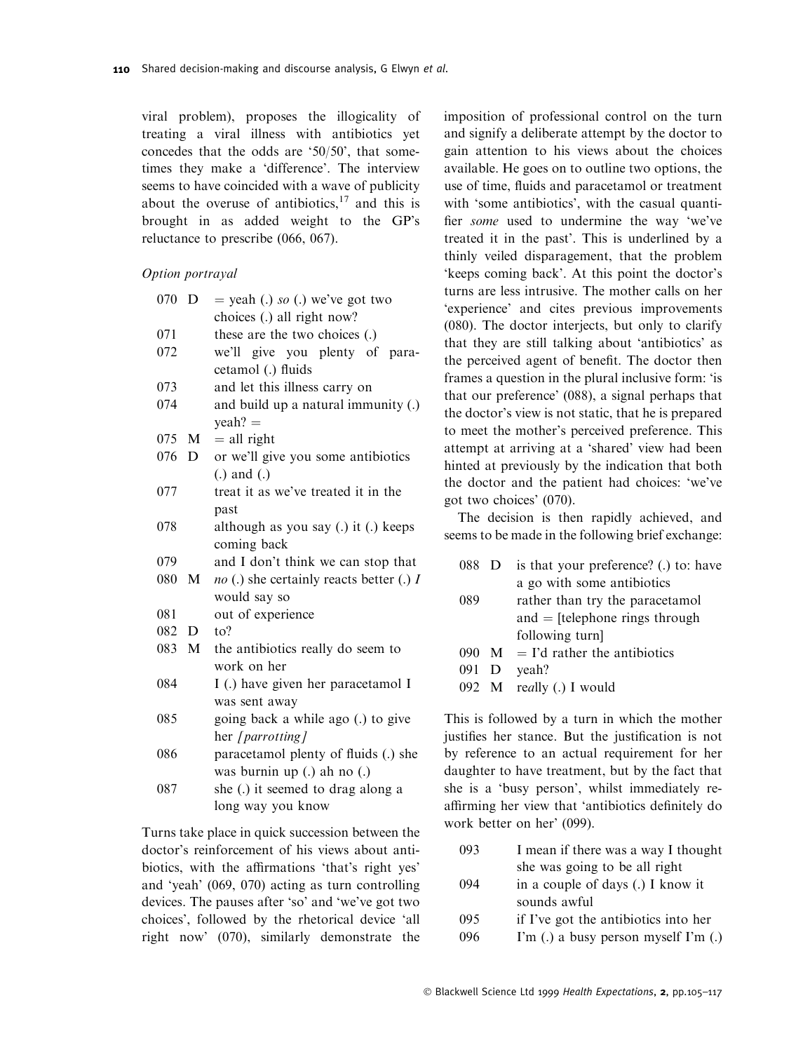viral problem), proposes the illogicality of treating a viral illness with antibiotics yet concedes that the odds are '50/50', that sometimes they make a 'difference'. The interview seems to have coincided with a wave of publicity about the overuse of antibiotics,[17] and this is brought in as added weight to the GP's reluctance to prescribe (066, 067).

*Option portrayal*

| | | |
|---|---|---|
| 070 | D | = yeah (.) *so* (.) we've got two choices (.) all right now? |
| 071 | | these are the two choices (.) |
| 072 | | we'll give you plenty of paracetamol (.) fluids |
| 073 | | and let this illness carry on |
| 074 | | and build up a natural immunity (.) yeah? = |
| 075 | M | = all right |
| 076 | D | or we'll give you some antibiotics (.) and (.) |
| 077 | | treat it as we've treated it in the past |
| 078 | | although as you say (.) it (.) keeps coming back |
| 079 | | and I don't think we can stop that |
| 080 | M | *no* (.) she certainly reacts better (.) *I* would say so |
| 081 | | out of experience |
| 082 | D | to? |
| 083 | M | the antibiotics really do seem to work on her |
| 084 | | I (.) have given her paracetamol I was sent away |
| 085 | | going back a while ago (.) to give her *[parrotting]* |
| 086 | | paracetamol plenty of fluids (.) she was burnin up (.) ah no (.) |
| 087 | | she (.) it seemed to drag along a long way you know |

Turns take place in quick succession between the doctor's reinforcement of his views about antibiotics, with the affirmations 'that's right yes' and 'yeah' (069, 070) acting as turn controlling devices. The pauses after 'so' and 'we've got two choices', followed by the rhetorical device 'all right now' (070), similarly demonstrate the imposition of professional control on the turn and signify a deliberate attempt by the doctor to gain attention to his views about the choices available. He goes on to outline two options, the use of time, fluids and paracetamol or treatment with 'some antibiotics', with the casual quantifier *some* used to undermine the way 'we've treated it in the past'. This is underlined by a thinly veiled disparagement, that the problem 'keeps coming back'. At this point the doctor's turns are less intrusive. The mother calls on her 'experience' and cites previous improvements (080). The doctor interjects, but only to clarify that they are still talking about 'antibiotics' as the perceived agent of benefit. The doctor then frames a question in the plural inclusive form: 'is that our preference' (088), a signal perhaps that the doctor's view is not static, that he is prepared to meet the mother's perceived preference. This attempt at arriving at a 'shared' view had been hinted at previously by the indication that both the doctor and the patient had choices: 'we've got two choices' (070).

The decision is then rapidly achieved, and seems to be made in the following brief exchange:

| | | |
|---|---|---|
| 088 | D | is that your preference? (.) to: have a go with some antibiotics |
| 089 | | rather than try the paracetamol and = [telephone rings through following turn] |
| 090 | M | = I'd rather the antibiotics |
| 091 | D | yeah? |
| 092 | M | re*al*ly (.) I would |

This is followed by a turn in which the mother justifies her stance. But the justification is not by reference to an actual requirement for her daughter to have treatment, but by the fact that she is a 'busy person', whilst immediately re-affirming her view that 'antibiotics definitely do work better on her' (099).

| | |
|---|---|
| 093 | I mean if there was a way I thought she was going to be all right |
| 094 | in a couple of days (.) I know it sounds awful |
| 095 | if I've got the antibiotics into her |
| 096 | I'm (.) a busy person myself I'm (.) |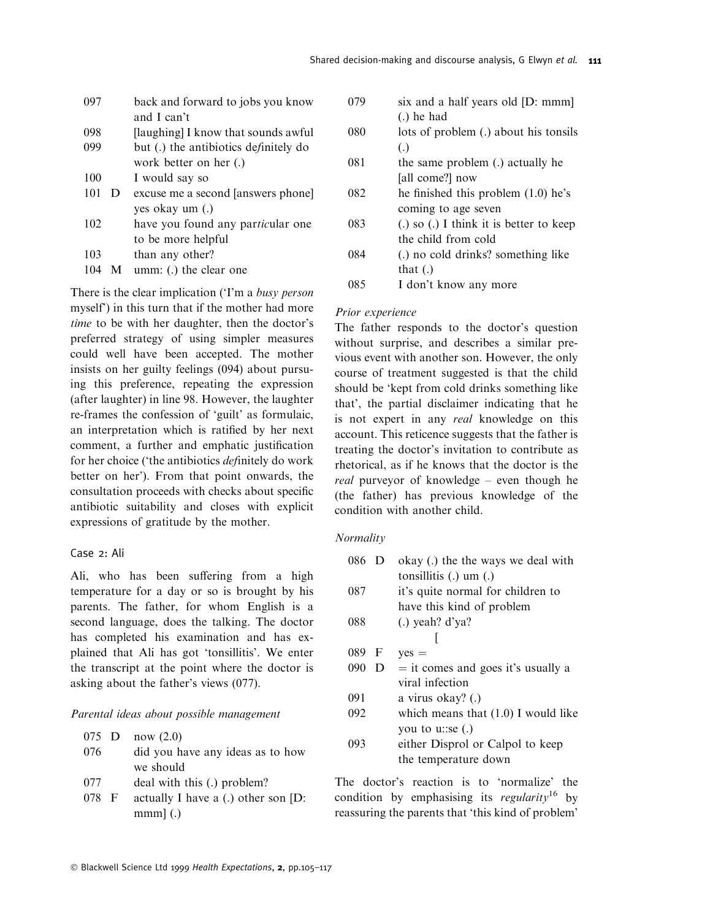| | | |
|---|---|---|
| 097 | | back and forward to jobs you know and I can't |
| 098 | | [laughing] I know that sounds awful |
| 099 | | but (.) the antibiotics de*f*initely do work better on her (.) |
| 100 | | I would say so |
| 101 | D | excuse me a second [answers phone] yes okay um (.) |
| 102 | | have you found any par*tic*ular one to be more helpful |
| 103 | | than any other? |
| 104 | M | umm: (.) the clear one |

There is the clear implication ('I'm a *busy person* myself') in this turn that if the mother had more *time* to be with her daughter, then the doctor's preferred strategy of using simpler measures could well have been accepted. The mother insists on her guilty feelings (094) about pursuing this preference, repeating the expression (after laughter) in line 98. However, the laughter re-frames the confession of 'guilt' as formulaic, an interpretation which is ratified by her next comment, a further and emphatic justification for her choice ('the antibiotics *def*initely do work better on her'). From that point onwards, the consultation proceeds with checks about specific antibiotic suitability and closes with explicit expressions of gratitude by the mother.

### Case 2: Ali

Ali, who has been suffering from a high temperature for a day or so is brought by his parents. The father, for whom English is a second language, does the talking. The doctor has completed his examination and has explained that Ali has got 'tonsillitis'. We enter the transcript at the point where the doctor is asking about the father's views (077).

*Parental ideas about possible management*

| | | |
|---|---|---|
| 075 | D | now (2.0) |
| 076 | | did you have any ideas as to how we should |
| 077 | | deal with this (.) problem? |
| 078 | F | actually I have a (.) other son [D: mmm] (.) |
| 079 | | six and a half years old [D: mmm] (.) he had |
| 080 | | lots of problem (.) about his tonsils (.) |
| 081 | | the same problem (.) actually he [all come?] now |
| 082 | | he finished this problem (1.0) he's coming to age seven |
| 083 | | (.) so (.) I think it is better to keep the child from cold |
| 084 | | (.) no cold drinks? something like that (.) |
| 085 | | I don't know any more |

*Prior experience*

The father responds to the doctor's question without surprise, and describes a similar previous event with another son. However, the only course of treatment suggested is that the child should be 'kept from cold drinks something like that', the partial disclaimer indicating that he is not expert in any *real* knowledge on this account. This reticence suggests that the father is treating the doctor's invitation to contribute as rhetorical, as if he knows that the doctor is the *real* purveyor of knowledge – even though he (the father) has previous knowledge of the condition with another child.

*Normality*

| | | |
|---|---|---|
| 086 | D | okay (.) the the ways we deal with tonsillitis (.) um (.) |
| 087 | | it's quite normal for children to have this kind of problem |
| 088 | | (.) yeah? d'ya? [ |
| 089 | F | yes = |
| 090 | D | = it comes and goes it's usually a viral infection |
| 091 | | a virus okay? (.) |
| 092 | | which means that (1.0) I would like you to u::se (.) |
| 093 | | either Disprol or Calpol to keep the temperature down |

The doctor's reaction is to 'normalize' the condition by emphasising its *regularity*[16] by reassuring the parents that 'this kind of problem'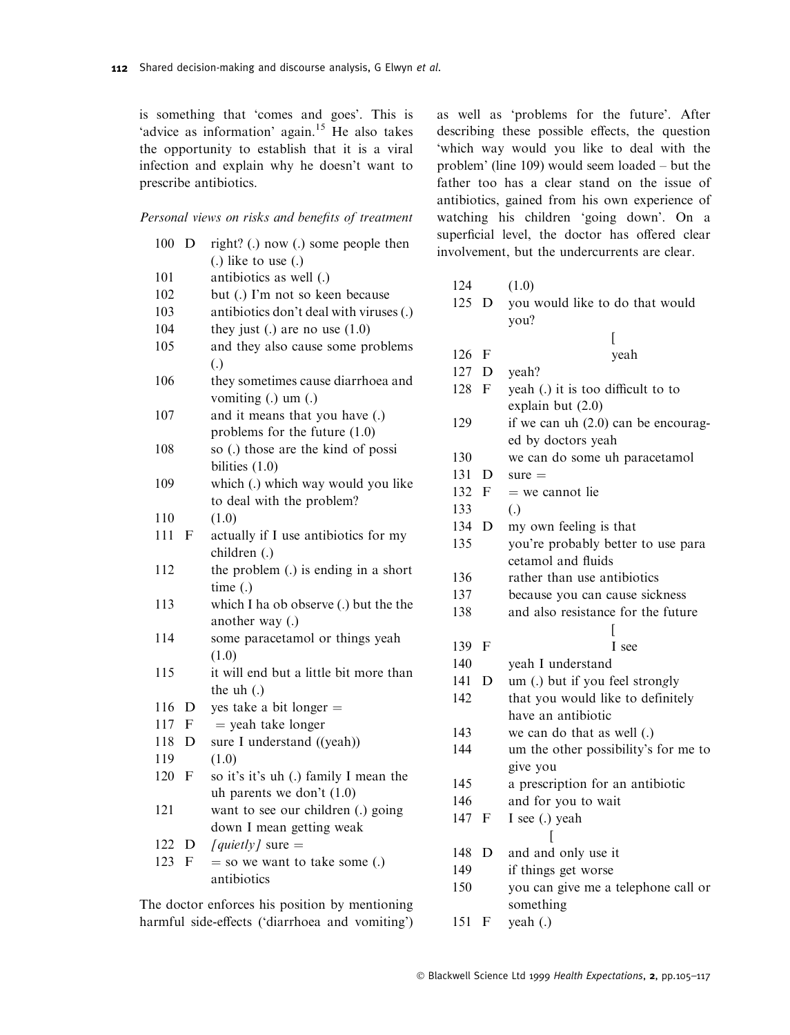is something that 'comes and goes'. This is 'advice as information' again.[15] He also takes the opportunity to establish that it is a viral infection and explain why he doesn't want to prescribe antibiotics.

*Personal views on risks and benefits of treatment*

| | | |
|---|---|---|
| 100 | D | right? (.) now (.) some people then (.) like to use (.) |
| 101 | | antibiotics as well (.) |
| 102 | | but (.) I'm not so keen because |
| 103 | | antibiotics don't deal with viruses (.) |
| 104 | | they just (.) are no use (1.0) |
| 105 | | and they also cause some problems (.) |
| 106 | | they sometimes cause diarrhoea and vomiting (.) um (.) |
| 107 | | and it means that you have (.) problems for the future (1.0) |
| 108 | | so (.) those are the kind of possi bilities (1.0) |
| 109 | | which (.) which way would you like to deal with the problem? |
| 110 | | (1.0) |
| 111 | F | actually if I use antibiotics for my children (.) |
| 112 | | the problem (.) is ending in a short time (.) |
| 113 | | which I ha ob observe (.) but the the another way (.) |
| 114 | | some paracetamol or things yeah (1.0) |
| 115 | | it will end but a little bit more than the uh (.) |
| 116 | D | yes take a bit longer = |
| 117 | F | = yeah take longer |
| 118 | D | sure I understand ((yeah)) |
| 119 | | (1.0) |
| 120 | F | so it's it's uh (.) family I mean the uh parents we don't (1.0) |
| 121 | | want to see our children (.) going down I mean getting weak |
| 122 | D | *[quietly]* sure = |
| 123 | F | = so we want to take some (.) antibiotics |

The doctor enforces his position by mentioning harmful side-effects ('diarrhoea and vomiting') as well as 'problems for the future'. After describing these possible effects, the question 'which way would you like to deal with the problem' (line 109) would seem loaded – but the father too has a clear stand on the issue of antibiotics, gained from his own experience of watching his children 'going down'. On a superficial level, the doctor has offered clear involvement, but the undercurrents are clear.

| | | |
|---|---|---|
| 124 | | (1.0) |
| 125 | D | you would like to do that would you? [ |
| 126 | F | yeah |
| 127 | D | yeah? |
| 128 | F | yeah (.) it is too difficult to to explain but (2.0) |
| 129 | | if we can uh (2.0) can be encouraged by doctors yeah |
| 130 | | we can do some uh paracetamol |
| 131 | D | sure = |
| 132 | F | = we cannot lie |
| 133 | | (.) |
| 134 | D | my own feeling is that |
| 135 | | you're probably better to use para cetamol and fluids |
| 136 | | rather than use antibiotics |
| 137 | | because you can cause sickness |
| 138 | | and also resistance for the future [ |
| 139 | F | I see |
| 140 | | yeah I understand |
| 141 | D | um (.) but if you feel strongly |
| 142 | | that you would like to definitely have an antibiotic |
| 143 | | we can do that as well (.) |
| 144 | | um the other possibility's for me to give you |
| 145 | | a prescription for an antibiotic |
| 146 | | and for you to wait |
| 147 | F | I see (.) yeah [ |
| 148 | D | and and only use it |
| 149 | | if things get worse |
| 150 | | you can give me a telephone call or something |
| 151 | F | yeah (.) |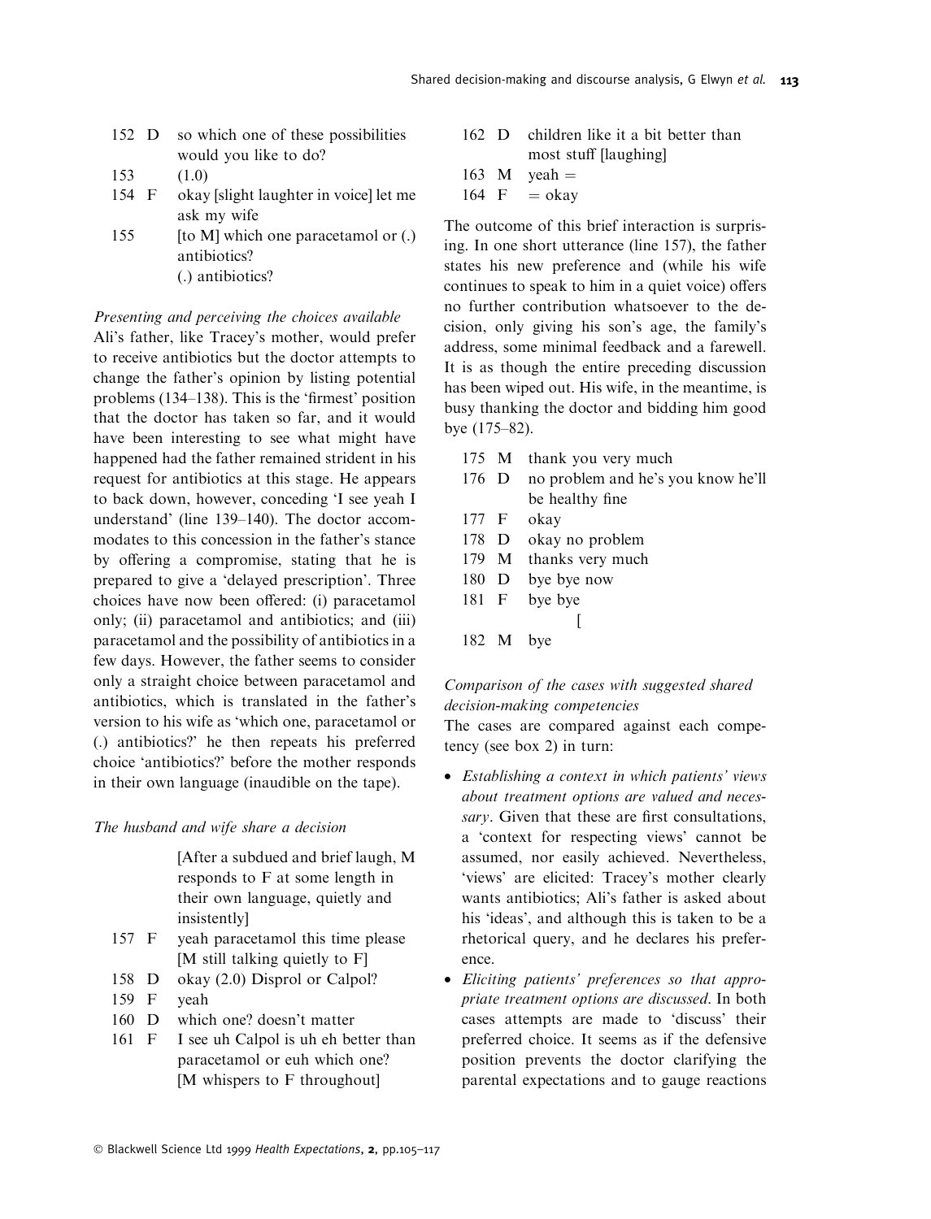152 D so which one of these possibilities would you like to do?

153 (1.0)

154 F okay [slight laughter in voice] let me ask my wife

155 [to M] which one paracetamol or (.) antibiotics? (.) antibiotics?

*Presenting and perceiving the choices available*

Ali's father, like Tracey's mother, would prefer to receive antibiotics but the doctor attempts to change the father's opinion by listing potential problems (134–138). This is the 'firmest' position that the doctor has taken so far, and it would have been interesting to see what might have happened had the father remained strident in his request for antibiotics at this stage. He appears to back down, however, conceding 'I see yeah I understand' (line 139–140). The doctor accommodates to this concession in the father's stance by offering a compromise, stating that he is prepared to give a 'delayed prescription'. Three choices have now been offered: (i) paracetamol only; (ii) paracetamol and antibiotics; and (iii) paracetamol and the possibility of antibiotics in a few days. However, the father seems to consider only a straight choice between paracetamol and antibiotics, which is translated in the father's version to his wife as 'which one, paracetamol or (.) antibiotics?' he then repeats his preferred choice 'antibiotics?' before the mother responds in their own language (inaudible on the tape).

*The husband and wife share a decision*

[After a subdued and brief laugh, M responds to F at some length in their own language, quietly and insistently]

157 F yeah paracetamol this time please [M still talking quietly to F]

158 D okay (2.0) Disprol or Calpol?

159 F yeah

160 D which one? doesn't matter

161 F I see uh Calpol is uh eh better than paracetamol or euh which one? [M whispers to F throughout]

162 D children like it a bit better than most stuff [laughing]

163 M yeah =

164 F = okay

The outcome of this brief interaction is surprising. In one short utterance (line 157), the father states his new preference and (while his wife continues to speak to him in a quiet voice) offers no further contribution whatsoever to the decision, only giving his son's age, the family's address, some minimal feedback and a farewell. It is as though the entire preceding discussion has been wiped out. His wife, in the meantime, is busy thanking the doctor and bidding him good bye (175–82).

175 M thank you very much

176 D no problem and he's you know he'll be healthy fine

177 F okay

178 D okay no problem

179 M thanks very much

180 D bye bye now

181 F bye bye
[

182 M bye

*Comparison of the cases with suggested shared decision-making competencies*

The cases are compared against each competency (see box 2) in turn:

- *Establishing a context in which patients' views about treatment options are valued and necessary*. Given that these are first consultations, a 'context for respecting views' cannot be assumed, nor easily achieved. Nevertheless, 'views' are elicited: Tracey's mother clearly wants antibiotics; Ali's father is asked about his 'ideas', and although this is taken to be a rhetorical query, and he declares his preference.
- *Eliciting patients' preferences so that appropriate treatment options are discussed*. In both cases attempts are made to 'discuss' their preferred choice. It seems as if the defensive position prevents the doctor clarifying the parental expectations and to gauge reactions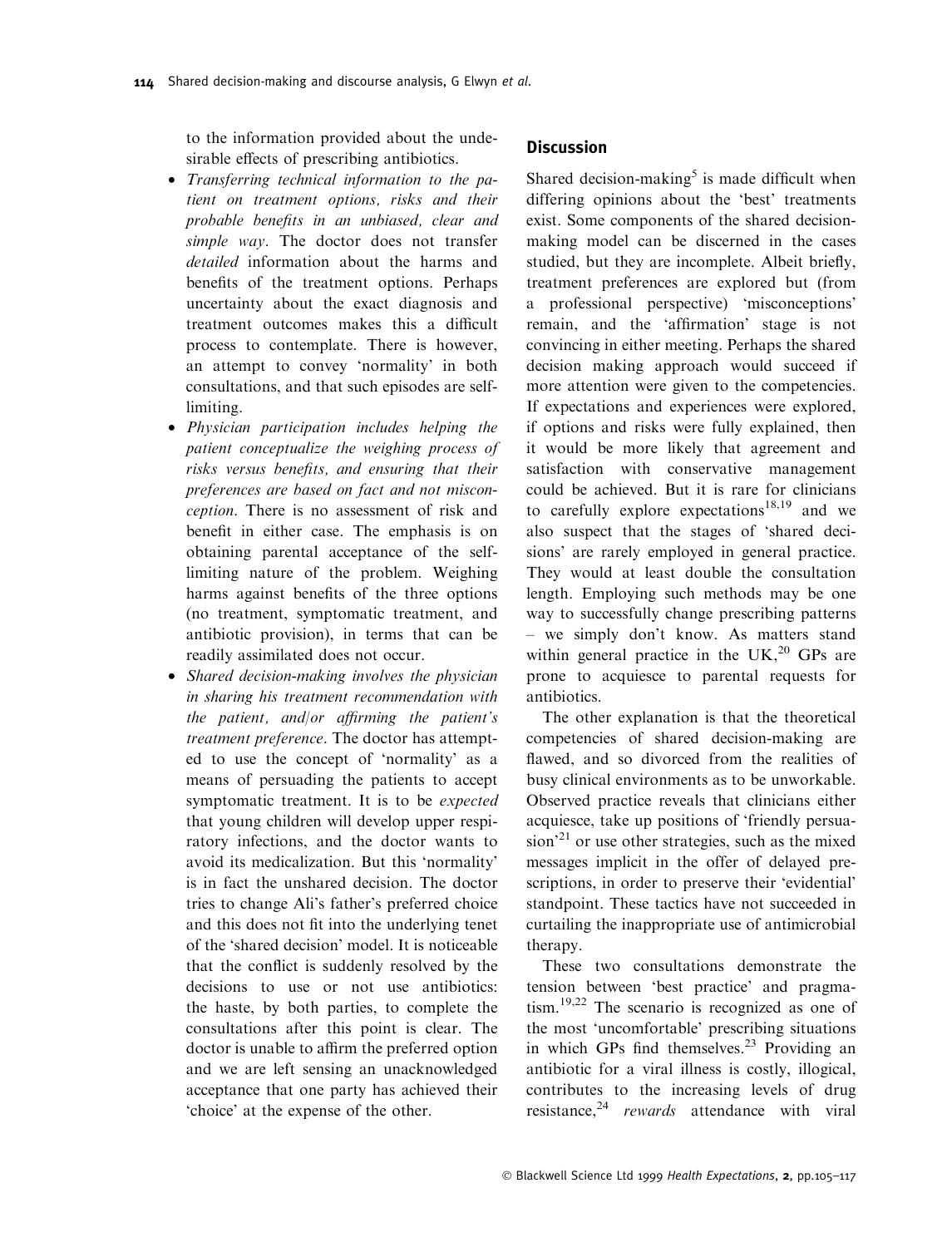to the information provided about the undesirable effects of prescribing antibiotics.

- *Transferring technical information to the patient on treatment options, risks and their probable benefits in an unbiased, clear and simple way*. The doctor does not transfer *detailed* information about the harms and benefits of the treatment options. Perhaps uncertainty about the exact diagnosis and treatment outcomes makes this a difficult process to contemplate. There is however, an attempt to convey 'normality' in both consultations, and that such episodes are self-limiting.
- *Physician participation includes helping the patient conceptualize the weighing process of risks versus benefits, and ensuring that their preferences are based on fact and not misconception*. There is no assessment of risk and benefit in either case. The emphasis is on obtaining parental acceptance of the self-limiting nature of the problem. Weighing harms against benefits of the three options (no treatment, symptomatic treatment, and antibiotic provision), in terms that can be readily assimilated does not occur.
- *Shared decision-making involves the physician in sharing his treatment recommendation with the patient, and/or affirming the patient's treatment preference*. The doctor has attempted to use the concept of 'normality' as a means of persuading the patients to accept symptomatic treatment. It is to be *expected* that young children will develop upper respiratory infections, and the doctor wants to avoid its medicalization. But this 'normality' is in fact the unshared decision. The doctor tries to change Ali's father's preferred choice and this does not fit into the underlying tenet of the 'shared decision' model. It is noticeable that the conflict is suddenly resolved by the decisions to use or not use antibiotics: the haste, by both parties, to complete the consultations after this point is clear. The doctor is unable to affirm the preferred option and we are left sensing an unacknowledged acceptance that one party has achieved their 'choice' at the expense of the other.

## Discussion

Shared decision-making[5] is made difficult when differing opinions about the 'best' treatments exist. Some components of the shared decision-making model can be discerned in the cases studied, but they are incomplete. Albeit briefly, treatment preferences are explored but (from a professional perspective) 'misconceptions' remain, and the 'affirmation' stage is not convincing in either meeting. Perhaps the shared decision making approach would succeed if more attention were given to the competencies. If expectations and experiences were explored, if options and risks were fully explained, then it would be more likely that agreement and satisfaction with conservative management could be achieved. But it is rare for clinicians to carefully explore expectations[18,19] and we also suspect that the stages of 'shared decisions' are rarely employed in general practice. They would at least double the consultation length. Employing such methods may be one way to successfully change prescribing patterns – we simply don't know. As matters stand within general practice in the UK,[20] GPs are prone to acquiesce to parental requests for antibiotics.

The other explanation is that the theoretical competencies of shared decision-making are flawed, and so divorced from the realities of busy clinical environments as to be unworkable. Observed practice reveals that clinicians either acquiesce, take up positions of 'friendly persuasion'[21] or use other strategies, such as the mixed messages implicit in the offer of delayed prescriptions, in order to preserve their 'evidential' standpoint. These tactics have not succeeded in curtailing the inappropriate use of antimicrobial therapy.

These two consultations demonstrate the tension between 'best practice' and pragmatism.[19,22] The scenario is recognized as one of the most 'uncomfortable' prescribing situations in which GPs find themselves.[23] Providing an antibiotic for a viral illness is costly, illogical, contributes to the increasing levels of drug resistance,[24] *rewards* attendance with viral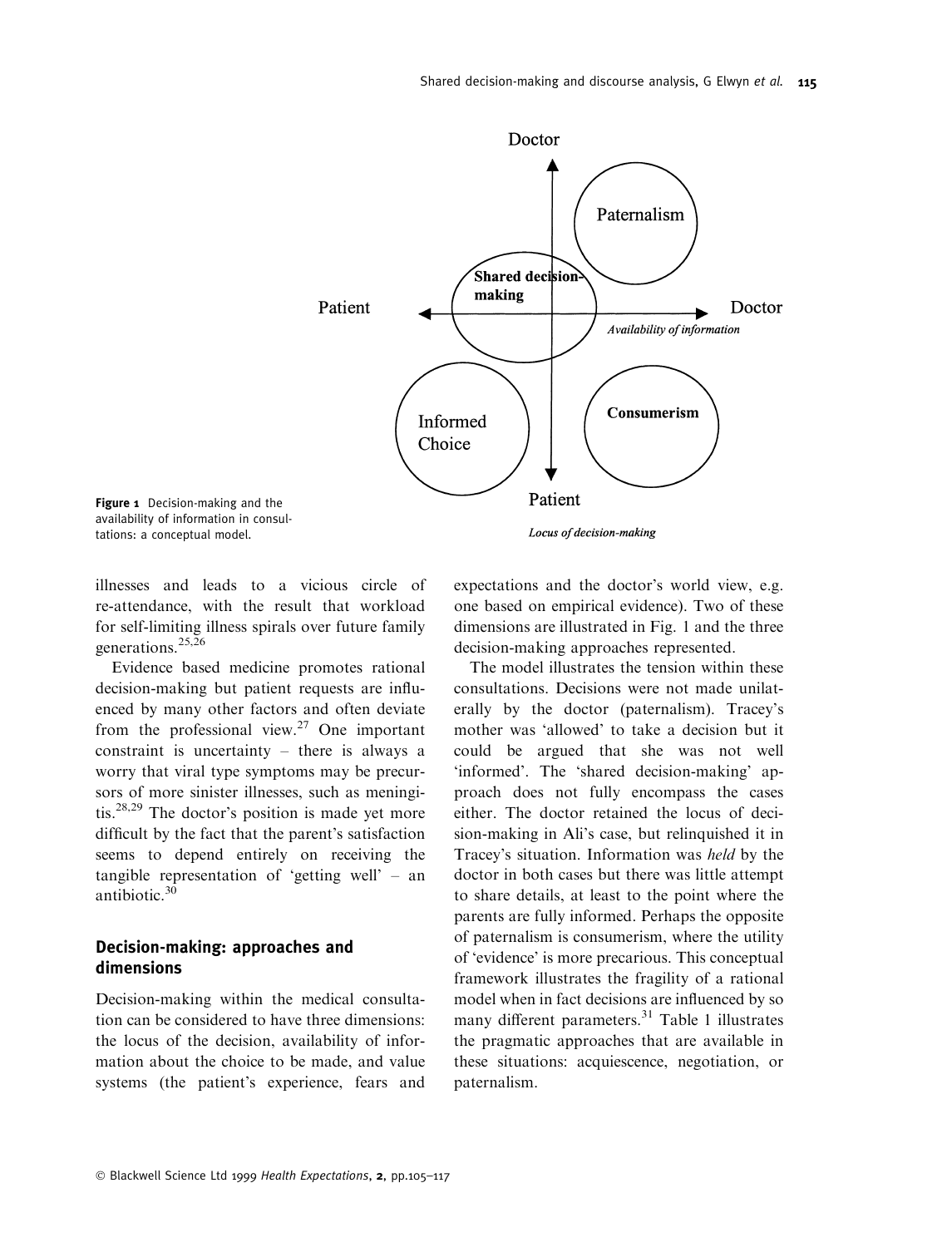**Figure 1** Decision-making and the availability of information in consultations: a conceptual model.

illnesses and leads to a vicious circle of re-attendance, with the result that workload for self-limiting illness spirals over future family generations.[25,26]

Evidence based medicine promotes rational decision-making but patient requests are influenced by many other factors and often deviate from the professional view.[27] One important constraint is uncertainty – there is always a worry that viral type symptoms may be precursors of more sinister illnesses, such as meningitis.[28,29] The doctor's position is made yet more difficult by the fact that the parent's satisfaction seems to depend entirely on receiving the tangible representation of 'getting well' – an antibiotic.[30]

## Decision-making: approaches and dimensions

Decision-making within the medical consultation can be considered to have three dimensions: the locus of the decision, availability of information about the choice to be made, and value systems (the patient's experience, fears and expectations and the doctor's world view, e.g. one based on empirical evidence). Two of these dimensions are illustrated in Fig. 1 and the three decision-making approaches represented.

The model illustrates the tension within these consultations. Decisions were not made unilaterally by the doctor (paternalism). Tracey's mother was 'allowed' to take a decision but it could be argued that she was not well 'informed'. The 'shared decision-making' approach does not fully encompass the cases either. The doctor retained the locus of decision-making in Ali's case, but relinquished it in Tracey's situation. Information was *held* by the doctor in both cases but there was little attempt to share details, at least to the point where the parents are fully informed. Perhaps the opposite of paternalism is consumerism, where the utility of 'evidence' is more precarious. This conceptual framework illustrates the fragility of a rational model when in fact decisions are influenced by so many different parameters.[31] Table 1 illustrates the pragmatic approaches that are available in these situations: acquiescence, negotiation, or paternalism.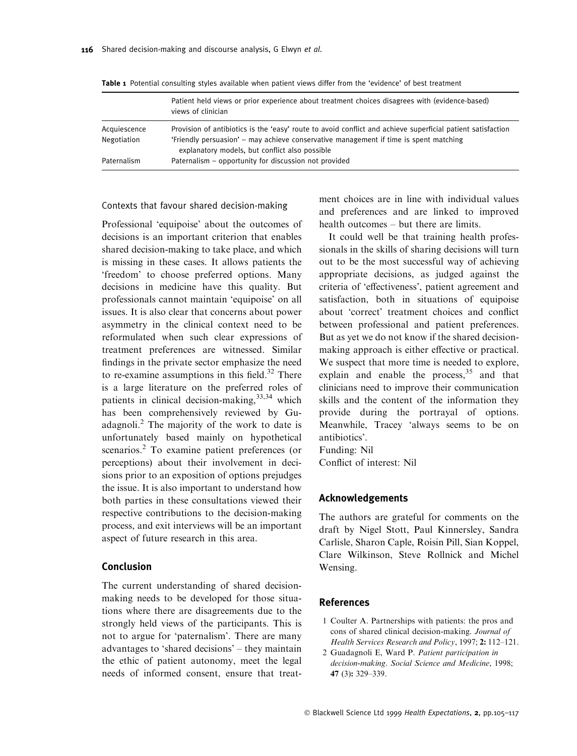**Table 1** Potential consulting styles available when patient views differ from the 'evidence' of best treatment

| | Patient held views or prior experience about treatment choices disagrees with (evidence-based) views of clinician |
|---|---|
| Acquiescence | Provision of antibiotics is the 'easy' route to avoid conflict and achieve superficial patient satisfaction |
| Negotiation | 'Friendly persuasion' – may achieve conservative management if time is spent matching explanatory models, but conflict also possible |
| Paternalism | Paternalism – opportunity for discussion not provided |

### Contexts that favour shared decision-making

Professional 'equipoise' about the outcomes of decisions is an important criterion that enables shared decision-making to take place, and which is missing in these cases. It allows patients the 'freedom' to choose preferred options. Many decisions in medicine have this quality. But professionals cannot maintain 'equipoise' on all issues. It is also clear that concerns about power asymmetry in the clinical context need to be reformulated when such clear expressions of treatment preferences are witnessed. Similar findings in the private sector emphasize the need to re-examine assumptions in this field.[32] There is a large literature on the preferred roles of patients in clinical decision-making,[33,34] which has been comprehensively reviewed by Guadagnoli.[2] The majority of the work to date is unfortunately based mainly on hypothetical scenarios.[2] To examine patient preferences (or perceptions) about their involvement in decisions prior to an exposition of options prejudges the issue. It is also important to understand how both parties in these consultations viewed their respective contributions to the decision-making process, and exit interviews will be an important aspect of future research in this area.

## Conclusion

The current understanding of shared decision-making needs to be developed for those situations where there are disagreements due to the strongly held views of the participants. This is not to argue for 'paternalism'. There are many advantages to 'shared decisions' – they maintain the ethic of patient autonomy, meet the legal needs of informed consent, ensure that treatment choices are in line with individual values and preferences and are linked to improved health outcomes – but there are limits.

It could well be that training health professionals in the skills of sharing decisions will turn out to be the most successful way of achieving appropriate decisions, as judged against the criteria of 'effectiveness', patient agreement and satisfaction, both in situations of equipoise about 'correct' treatment choices and conflict between professional and patient preferences. But as yet we do not know if the shared decision-making approach is either effective or practical. We suspect that more time is needed to explore, explain and enable the process,[35] and that clinicians need to improve their communication skills and the content of the information they provide during the portrayal of options. Meanwhile, Tracey 'always seems to be on antibiotics'.

Funding: Nil

Conflict of interest: Nil

## Acknowledgements

The authors are grateful for comments on the draft by Nigel Stott, Paul Kinnersley, Sandra Carlisle, Sharon Caple, Roisin Pill, Sian Koppel, Clare Wilkinson, Steve Rollnick and Michel Wensing.

## References

1 Coulter A. Partnerships with patients: the pros and cons of shared clinical decision-making. *Journal of Health Services Research and Policy*, 1997; **2:** 112–121.

2 Guadagnoli E, Ward P. *Patient participation in decision-making*. *Social Science and Medicine*, 1998; **47** (3)**:** 329–339.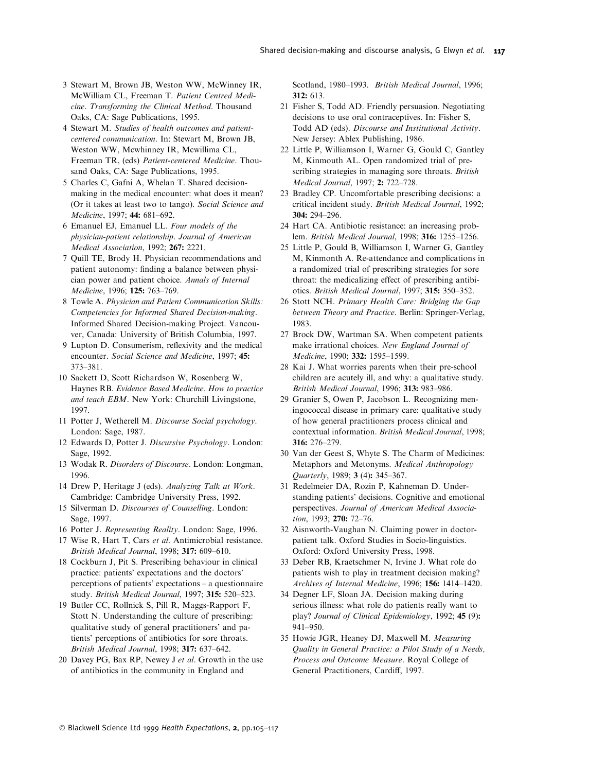3 Stewart M, Brown JB, Weston WW, McWinney IR, McWilliam CL, Freeman T. *Patient Centred Medicine. Transforming the Clinical Method*. Thousand Oaks, CA: Sage Publications, 1995.

4 Stewart M. *Studies of health outcomes and patient-centered communication*. In: Stewart M, Brown JB, Weston WW, Mcwhinney IR, Mcwillima CL, Freeman TR, (eds) *Patient-centered Medicine*. Thousand Oaks, CA: Sage Publications, 1995.

5 Charles C, Gafni A, Whelan T. Shared decision-making in the medical encounter: what does it mean? (Or it takes at least two to tango). *Social Science and Medicine*, 1997; **44:** 681–692.

6 Emanuel EJ, Emanuel LL. *Four models of the physician-patient relationship*. *Journal of American Medical Association*, 1992; **267:** 2221.

7 Quill TE, Brody H. Physician recommendations and patient autonomy: finding a balance between physician power and patient choice. *Annals of Internal Medicine*, 1996; **125:** 763–769.

8 Towle A. *Physician and Patient Communication Skills: Competencies for Informed Shared Decision-making*. Informed Shared Decision-making Project. Vancouver, Canada: University of British Columbia, 1997.

9 Lupton D. Consumerism, reflexivity and the medical encounter. *Social Science and Medicine*, 1997; **45:** 373–381.

10 Sackett D, Scott Richardson W, Rosenberg W, Haynes RB. *Evidence Based Medicine. How to practice and teach EBM*. New York: Churchill Livingstone, 1997.

11 Potter J, Wetherell M. *Discourse Social psychology*. London: Sage, 1987.

12 Edwards D, Potter J. *Discursive Psychology*. London: Sage, 1992.

13 Wodak R. *Disorders of Discourse*. London: Longman, 1996.

14 Drew P, Heritage J (eds). *Analyzing Talk at Work*. Cambridge: Cambridge University Press, 1992.

15 Silverman D. *Discourses of Counselling*. London: Sage, 1997.

16 Potter J. *Representing Reality*. London: Sage, 1996.

17 Wise R, Hart T, Cars *et al*. Antimicrobial resistance. *British Medical Journal*, 1998; **317:** 609–610.

18 Cockburn J, Pit S. Prescribing behaviour in clinical practice: patients' expectations and the doctors' perceptions of patients' expectations – a questionnaire study. *British Medical Journal*, 1997; **315:** 520–523.

19 Butler CC, Rollnick S, Pill R, Maggs-Rapport F, Stott N. Understanding the culture of prescribing: qualitative study of general practitioners' and patients' perceptions of antibiotics for sore throats. *British Medical Journal*, 1998; **317:** 637–642.

20 Davey PG, Bax RP, Newey J *et al*. Growth in the use of antibiotics in the community in England and Scotland, 1980–1993. *British Medical Journal*, 1996; **312:** 613.

21 Fisher S, Todd AD. Friendly persuasion. Negotiating decisions to use oral contraceptives. In: Fisher S, Todd AD (eds). *Discourse and Institutional Activity*. New Jersey: Ablex Publishing, 1986.

22 Little P, Williamson I, Warner G, Gould C, Gantley M, Kinmouth AL. Open randomized trial of prescribing strategies in managing sore throats. *British Medical Journal*, 1997; **2:** 722–728.

23 Bradley CP. Uncomfortable prescribing decisions: a critical incident study. *British Medical Journal*, 1992; **304:** 294–296.

24 Hart CA. Antibiotic resistance: an increasing problem. *British Medical Journal*, 1998; **316:** 1255–1256.

25 Little P, Gould B, Williamson I, Warner G, Gantley M, Kinmonth A. Re-attendance and complications in a randomized trial of prescribing strategies for sore throat: the medicalizing effect of prescribing antibiotics. *British Medical Journal*, 1997; **315:** 350–352.

26 Stott NCH. *Primary Health Care: Bridging the Gap between Theory and Practice*. Berlin: Springer-Verlag, 1983.

27 Brock DW, Wartman SA. When competent patients make irrational choices. *New England Journal of Medicine*, 1990; **332:** 1595–1599.

28 Kai J. What worries parents when their pre-school children are acutely ill, and why: a qualitative study. *British Medical Journal*, 1996; **313:** 983–986.

29 Granier S, Owen P, Jacobson L. Recognizing meningococcal disease in primary care: qualitative study of how general practitioners process clinical and contextual information. *British Medical Journal*, 1998; **316:** 276–279.

30 Van der Geest S, Whyte S. The Charm of Medicines: Metaphors and Metonyms. *Medical Anthropology Quarterly*, 1989; **3** (4)**:** 345–367.

31 Redelmeier DA, Rozin P, Kahneman D. Understanding patients' decisions. Cognitive and emotional perspectives. *Journal of American Medical Association*, 1993; **270:** 72–76.

32 Aisnworth-Vaughan N. Claiming power in doctor-patient talk. Oxford Studies in Socio-linguistics. Oxford: Oxford University Press, 1998.

33 Deber RB, Kraetschmer N, Irvine J. What role do patients wish to play in treatment decision making? *Archives of Internal Medicine*, 1996; **156:** 1414–1420.

34 Degner LF, Sloan JA. Decision making during serious illness: what role do patients really want to play? *Journal of Clinical Epidemiology*, 1992; **45** (9)**:** 941–950.

35 Howie JGR, Heaney DJ, Maxwell M. *Measuring Quality in General Practice: a Pilot Study of a Needs, Process and Outcome Measure*. Royal College of General Practitioners, Cardiff, 1997.